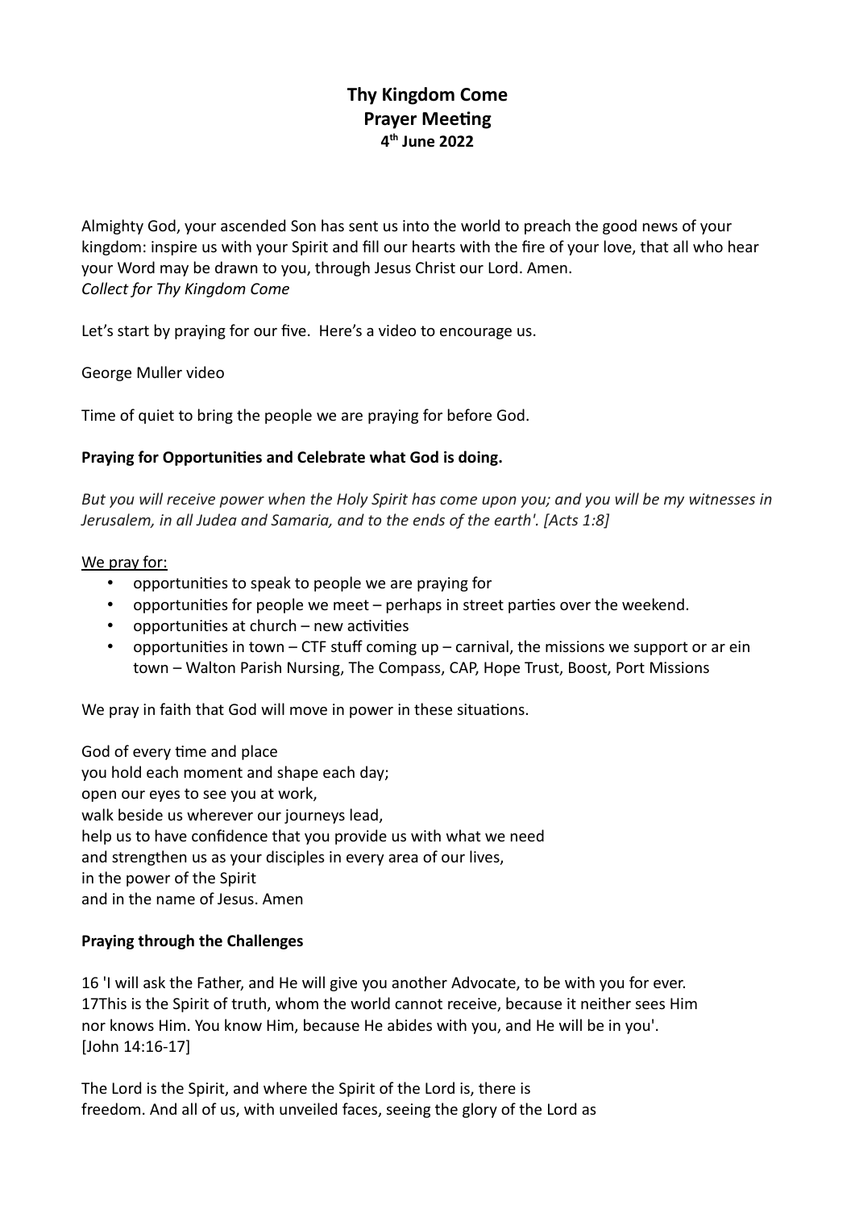**Thy Kingdom Come**
**Prayer Meeting**
**4th June 2022**

Almighty God, your ascended Son has sent us into the world to preach the good news of your kingdom: inspire us with your Spirit and fill our hearts with the fire of your love, that all who hear your Word may be drawn to you, through Jesus Christ our Lord. Amen.
*Collect for Thy Kingdom Come*

Let's start by praying for our five. Here's a video to encourage us.

George Muller video

Time of quiet to bring the people we are praying for before God.

**Praying for Opportunities and Celebrate what God is doing.**

*But you will receive power when the Holy Spirit has come upon you; and you will be my witnesses in Jerusalem, in all Judea and Samaria, and to the ends of the earth'. [Acts 1:8]*

<u>We pray for:</u>

- opportunities to speak to people we are praying for
- opportunities for people we meet – perhaps in street parties over the weekend.
- opportunities at church – new activities
- opportunities in town – CTF stuff coming up – carnival, the missions we support or ar ein town – Walton Parish Nursing, The Compass, CAP, Hope Trust, Boost, Port Missions

We pray in faith that God will move in power in these situations.

God of every time and place
you hold each moment and shape each day;
open our eyes to see you at work,
walk beside us wherever our journeys lead,
help us to have confidence that you provide us with what we need
and strengthen us as your disciples in every area of our lives,
in the power of the Spirit
and in the name of Jesus. Amen

**Praying through the Challenges**

16 'I will ask the Father, and He will give you another Advocate, to be with you for ever.
17This is the Spirit of truth, whom the world cannot receive, because it neither sees Him
nor knows Him. You know Him, because He abides with you, and He will be in you'.
[John 14:16-17]

The Lord is the Spirit, and where the Spirit of the Lord is, there is
freedom. And all of us, with unveiled faces, seeing the glory of the Lord as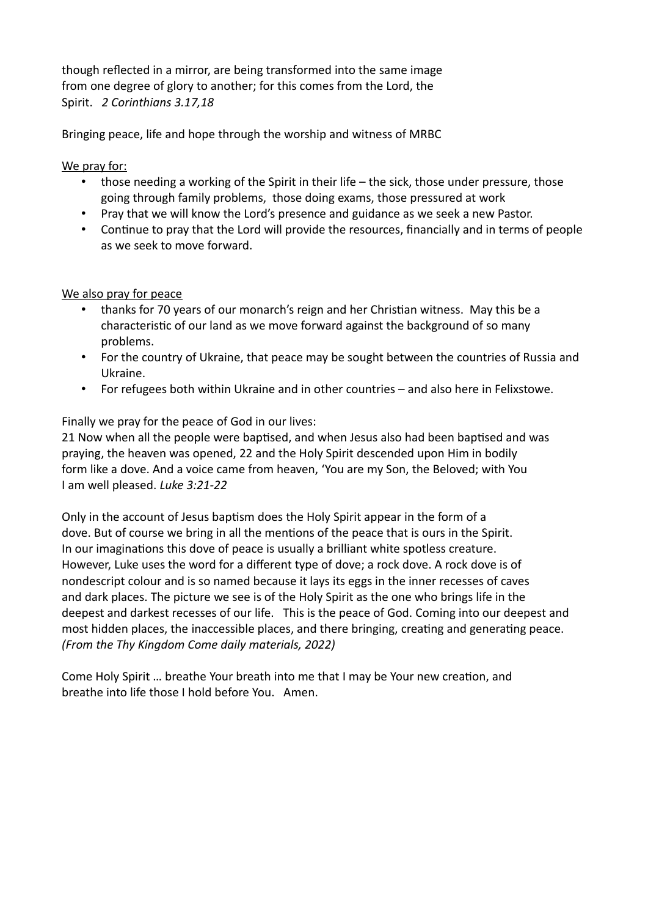though reflected in a mirror, are being transformed into the same image from one degree of glory to another; for this comes from the Lord, the Spirit. *2 Corinthians 3.17,18*

Bringing peace, life and hope through the worship and witness of MRBC

<u>We pray for:</u>

- those needing a working of the Spirit in their life – the sick, those under pressure, those going through family problems, those doing exams, those pressured at work
- Pray that we will know the Lord's presence and guidance as we seek a new Pastor.
- Continue to pray that the Lord will provide the resources, financially and in terms of people as we seek to move forward.

<u>We also pray for peace</u>

- thanks for 70 years of our monarch's reign and her Christian witness. May this be a characteristic of our land as we move forward against the background of so many problems.
- For the country of Ukraine, that peace may be sought between the countries of Russia and Ukraine.
- For refugees both within Ukraine and in other countries – and also here in Felixstowe.

Finally we pray for the peace of God in our lives:

21 Now when all the people were baptised, and when Jesus also had been baptised and was praying, the heaven was opened, 22 and the Holy Spirit descended upon Him in bodily form like a dove. And a voice came from heaven, 'You are my Son, the Beloved; with You I am well pleased. *Luke 3:21-22*

Only in the account of Jesus baptism does the Holy Spirit appear in the form of a dove. But of course we bring in all the mentions of the peace that is ours in the Spirit. In our imaginations this dove of peace is usually a brilliant white spotless creature. However, Luke uses the word for a different type of dove; a rock dove. A rock dove is of nondescript colour and is so named because it lays its eggs in the inner recesses of caves and dark places. The picture we see is of the Holy Spirit as the one who brings life in the deepest and darkest recesses of our life. This is the peace of God. Coming into our deepest and most hidden places, the inaccessible places, and there bringing, creating and generating peace. *(From the Thy Kingdom Come daily materials, 2022)*

Come Holy Spirit … breathe Your breath into me that I may be Your new creation, and breathe into life those I hold before You. Amen.